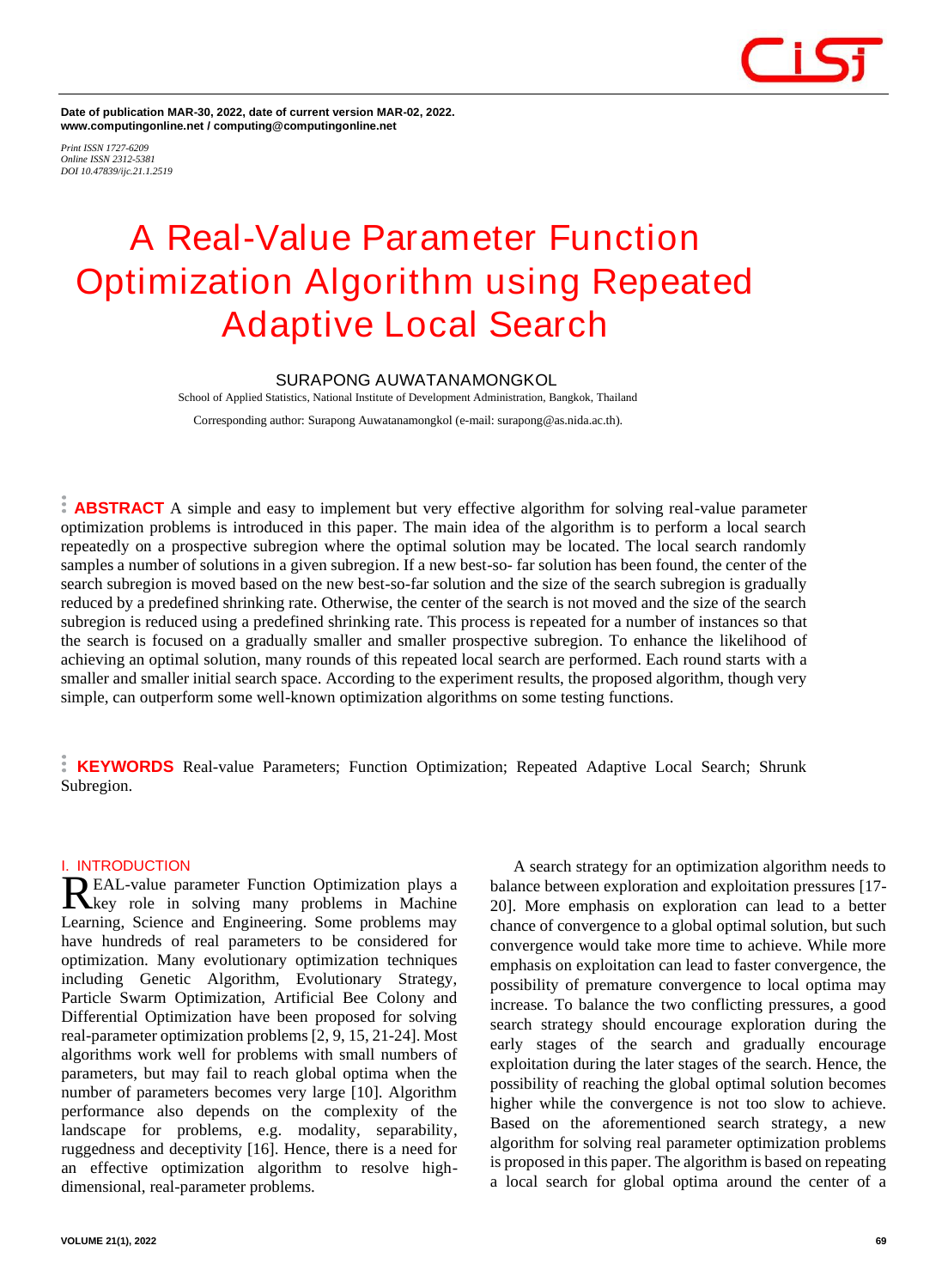Date of publication MAR-30, 2022, date of current version MAR-02, 2022.
www.computingonline.net / computing@computingonline.net

*Print ISSN 1727-6209*
*Online ISSN 2312-5381*
*DOI 10.47839/ijc.21.1.2519*

# A Real-Value Parameter Function Optimization Algorithm using Repeated Adaptive Local Search

SURAPONG AUWATANAMONGKOL

School of Applied Statistics, National Institute of Development Administration, Bangkok, Thailand

Corresponding author: Surapong Auwatanamongkol (e-mail: surapong@as.nida.ac.th).

**ABSTRACT** A simple and easy to implement but very effective algorithm for solving real-value parameter optimization problems is introduced in this paper. The main idea of the algorithm is to perform a local search repeatedly on a prospective subregion where the optimal solution may be located. The local search randomly samples a number of solutions in a given subregion. If a new best-so- far solution has been found, the center of the search subregion is moved based on the new best-so-far solution and the size of the search subregion is gradually reduced by a predefined shrinking rate. Otherwise, the center of the search is not moved and the size of the search subregion is reduced using a predefined shrinking rate. This process is repeated for a number of instances so that the search is focused on a gradually smaller and smaller prospective subregion. To enhance the likelihood of achieving an optimal solution, many rounds of this repeated local search are performed. Each round starts with a smaller and smaller initial search space. According to the experiment results, the proposed algorithm, though very simple, can outperform some well-known optimization algorithms on some testing functions.

**KEYWORDS** Real-value Parameters; Function Optimization; Repeated Adaptive Local Search; Shrunk Subregion.

## I. INTRODUCTION

REAL-value parameter Function Optimization plays a key role in solving many problems in Machine Learning, Science and Engineering. Some problems may have hundreds of real parameters to be considered for optimization. Many evolutionary optimization techniques including Genetic Algorithm, Evolutionary Strategy, Particle Swarm Optimization, Artificial Bee Colony and Differential Optimization have been proposed for solving real-parameter optimization problems [2, 9, 15, 21-24]. Most algorithms work well for problems with small numbers of parameters, but may fail to reach global optima when the number of parameters becomes very large [10]. Algorithm performance also depends on the complexity of the landscape for problems, e.g. modality, separability, ruggedness and deceptivity [16]. Hence, there is a need for an effective optimization algorithm to resolve high-dimensional, real-parameter problems.

A search strategy for an optimization algorithm needs to balance between exploration and exploitation pressures [17-20]. More emphasis on exploration can lead to a better chance of convergence to a global optimal solution, but such convergence would take more time to achieve. While more emphasis on exploitation can lead to faster convergence, the possibility of premature convergence to local optima may increase. To balance the two conflicting pressures, a good search strategy should encourage exploration during the early stages of the search and gradually encourage exploitation during the later stages of the search. Hence, the possibility of reaching the global optimal solution becomes higher while the convergence is not too slow to achieve. Based on the aforementioned search strategy, a new algorithm for solving real parameter optimization problems is proposed in this paper. The algorithm is based on repeating a local search for global optima around the center of a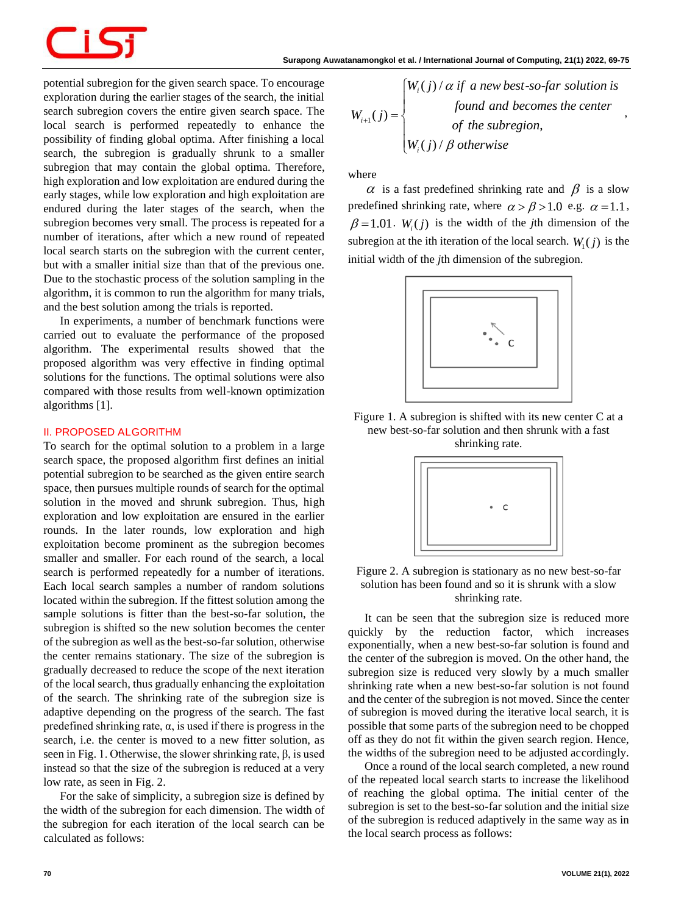potential subregion for the given search space. To encourage exploration during the earlier stages of the search, the initial search subregion covers the entire given search space. The local search is performed repeatedly to enhance the possibility of finding global optima. After finishing a local search, the subregion is gradually shrunk to a smaller subregion that may contain the global optima. Therefore, high exploration and low exploitation are endured during the early stages, while low exploration and high exploitation are endured during the later stages of the search, when the subregion becomes very small. The process is repeated for a number of iterations, after which a new round of repeated local search starts on the subregion with the current center, but with a smaller initial size than that of the previous one. Due to the stochastic process of the solution sampling in the algorithm, it is common to run the algorithm for many trials, and the best solution among the trials is reported.

In experiments, a number of benchmark functions were carried out to evaluate the performance of the proposed algorithm. The experimental results showed that the proposed algorithm was very effective in finding optimal solutions for the functions. The optimal solutions were also compared with those results from well-known optimization algorithms [1].

## II. PROPOSED ALGORITHM

To search for the optimal solution to a problem in a large search space, the proposed algorithm first defines an initial potential subregion to be searched as the given entire search space, then pursues multiple rounds of search for the optimal solution in the moved and shrunk subregion. Thus, high exploration and low exploitation are ensured in the earlier rounds. In the later rounds, low exploration and high exploitation become prominent as the subregion becomes smaller and smaller. For each round of the search, a local search is performed repeatedly for a number of iterations. Each local search samples a number of random solutions located within the subregion. If the fittest solution among the sample solutions is fitter than the best-so-far solution, the subregion is shifted so the new solution becomes the center of the subregion as well as the best-so-far solution, otherwise the center remains stationary. The size of the subregion is gradually decreased to reduce the scope of the next iteration of the local search, thus gradually enhancing the exploitation of the search. The shrinking rate of the subregion size is adaptive depending on the progress of the search. The fast predefined shrinking rate, α, is used if there is progress in the search, i.e. the center is moved to a new fitter solution, as seen in Fig. 1. Otherwise, the slower shrinking rate, β, is used instead so that the size of the subregion is reduced at a very low rate, as seen in Fig. 2.

For the sake of simplicity, a subregion size is defined by the width of the subregion for each dimension. The width of the subregion for each iteration of the local search can be calculated as follows:

$$
W_{i+1}(j) = \begin{cases} W_i(j)/\alpha \ \text{if a new best-so-far solution is found and becomes the center of the subregion,} \\ W_i(j)/\beta \ \text{otherwise} \end{cases},
$$

where

$\alpha$ is a fast predefined shrinking rate and $\beta$ is a slow predefined shrinking rate, where $\alpha > \beta > 1.0$ e.g. $\alpha = 1.1$, $\beta = 1.01$. $W_i(j)$ is the width of the $j$th dimension of the subregion at the ith iteration of the local search. $W_1(j)$ is the initial width of the $j$th dimension of the subregion.

Figure 1. A subregion is shifted with its new center C at a new best-so-far solution and then shrunk with a fast shrinking rate.

Figure 2. A subregion is stationary as no new best-so-far solution has been found and so it is shrunk with a slow shrinking rate.

It can be seen that the subregion size is reduced more quickly by the reduction factor, which increases exponentially, when a new best-so-far solution is found and the center of the subregion is moved. On the other hand, the subregion size is reduced very slowly by a much smaller shrinking rate when a new best-so-far solution is not found and the center of the subregion is not moved. Since the center of subregion is moved during the iterative local search, it is possible that some parts of the subregion need to be chopped off as they do not fit within the given search region. Hence, the widths of the subregion need to be adjusted accordingly.

Once a round of the local search completed, a new round of the repeated local search starts to increase the likelihood of reaching the global optima. The initial center of the subregion is set to the best-so-far solution and the initial size of the subregion is reduced adaptively in the same way as in the local search process as follows: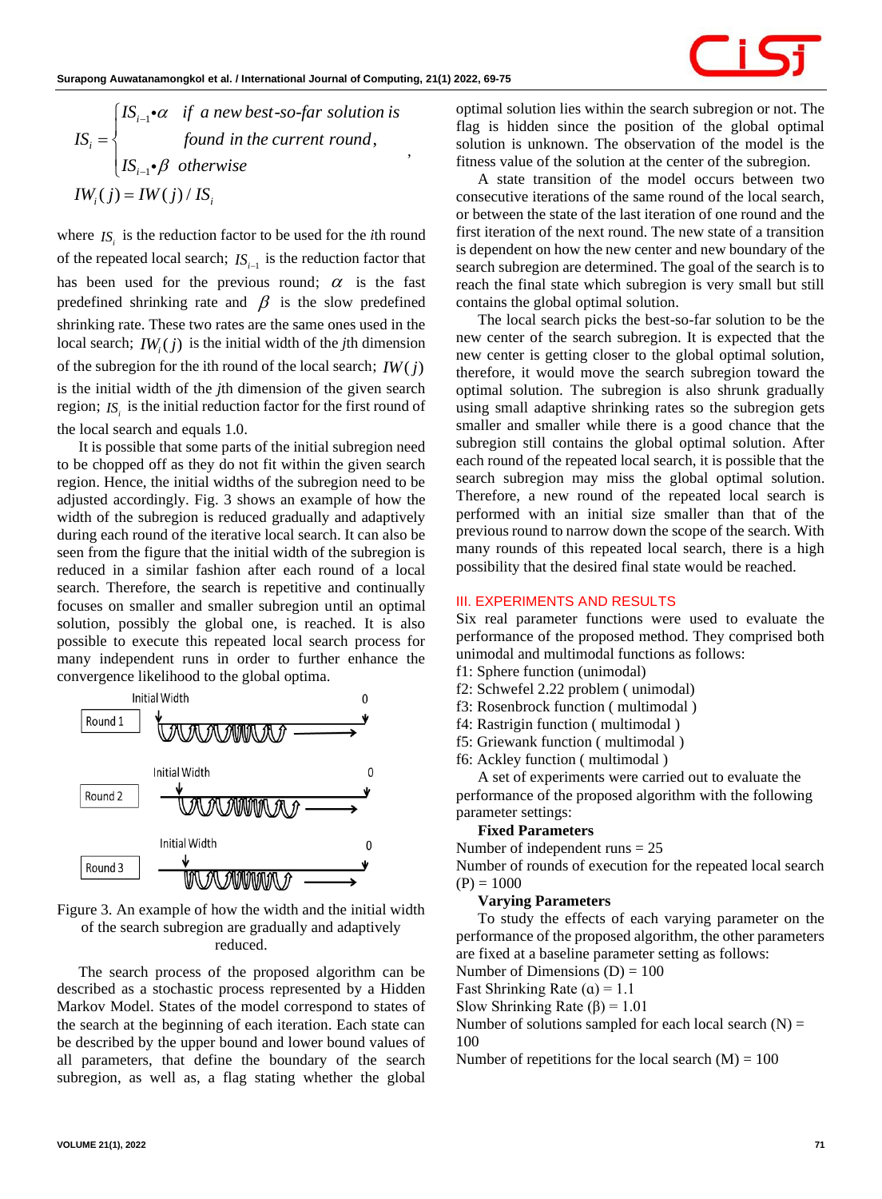$$IS_i = \begin{cases} IS_{i-1} \bullet \alpha & \text{if a new best-so-far solution is} \\ & \text{found in the current round,} \\ IS_{i-1} \bullet \beta & \text{otherwise} \end{cases},$$

$$IW_i(j) = IW(j) / IS_i$$

where $IS_i$ is the reduction factor to be used for the $i$th round of the repeated local search; $IS_{i-1}$ is the reduction factor that has been used for the previous round; $\alpha$ is the fast predefined shrinking rate and $\beta$ is the slow predefined shrinking rate. These two rates are the same ones used in the local search; $IW_i(j)$ is the initial width of the $j$th dimension of the subregion for the ith round of the local search; $IW(j)$ is the initial width of the $j$th dimension of the given search region; $IS_i$ is the initial reduction factor for the first round of the local search and equals 1.0.

It is possible that some parts of the initial subregion need to be chopped off as they do not fit within the given search region. Hence, the initial widths of the subregion need to be adjusted accordingly. Fig. 3 shows an example of how the width of the subregion is reduced gradually and adaptively during each round of the iterative local search. It can also be seen from the figure that the initial width of the subregion is reduced in a similar fashion after each round of a local search. Therefore, the search is repetitive and continually focuses on smaller and smaller subregion until an optimal solution, possibly the global one, is reached. It is also possible to execute this repeated local search process for many independent runs in order to further enhance the convergence likelihood to the global optima.

Figure 3. An example of how the width and the initial width of the search subregion are gradually and adaptively reduced.

The search process of the proposed algorithm can be described as a stochastic process represented by a Hidden Markov Model. States of the model correspond to states of the search at the beginning of each iteration. Each state can be described by the upper bound and lower bound values of all parameters, that define the boundary of the search subregion, as well as, a flag stating whether the global optimal solution lies within the search subregion or not. The flag is hidden since the position of the global optimal solution is unknown. The observation of the model is the fitness value of the solution at the center of the subregion.

A state transition of the model occurs between two consecutive iterations of the same round of the local search, or between the state of the last iteration of one round and the first iteration of the next round. The new state of a transition is dependent on how the new center and new boundary of the search subregion are determined. The goal of the search is to reach the final state which subregion is very small but still contains the global optimal solution.

The local search picks the best-so-far solution to be the new center of the search subregion. It is expected that the new center is getting closer to the global optimal solution, therefore, it would move the search subregion toward the optimal solution. The subregion is also shrunk gradually using small adaptive shrinking rates so the subregion gets smaller and smaller while there is a good chance that the subregion still contains the global optimal solution. After each round of the repeated local search, it is possible that the search subregion may miss the global optimal solution. Therefore, a new round of the repeated local search is performed with an initial size smaller than that of the previous round to narrow down the scope of the search. With many rounds of this repeated local search, there is a high possibility that the desired final state would be reached.

## III. EXPERIMENTS AND RESULTS

Six real parameter functions were used to evaluate the performance of the proposed method. They comprised both unimodal and multimodal functions as follows:

f1: Sphere function (unimodal)
f2: Schwefel 2.22 problem ( unimodal)
f3: Rosenbrock function ( multimodal )
f4: Rastrigin function ( multimodal )
f5: Griewank function ( multimodal )
f6: Ackley function ( multimodal )

A set of experiments were carried out to evaluate the performance of the proposed algorithm with the following parameter settings:

**Fixed Parameters**

Number of independent runs = 25
Number of rounds of execution for the repeated local search (P) = 1000

**Varying Parameters**

To study the effects of each varying parameter on the performance of the proposed algorithm, the other parameters are fixed at a baseline parameter setting as follows:

Number of Dimensions (D) = 100
Fast Shrinking Rate (α) = 1.1
Slow Shrinking Rate (β) = 1.01
Number of solutions sampled for each local search (N) = 100
Number of repetitions for the local search (M) = 100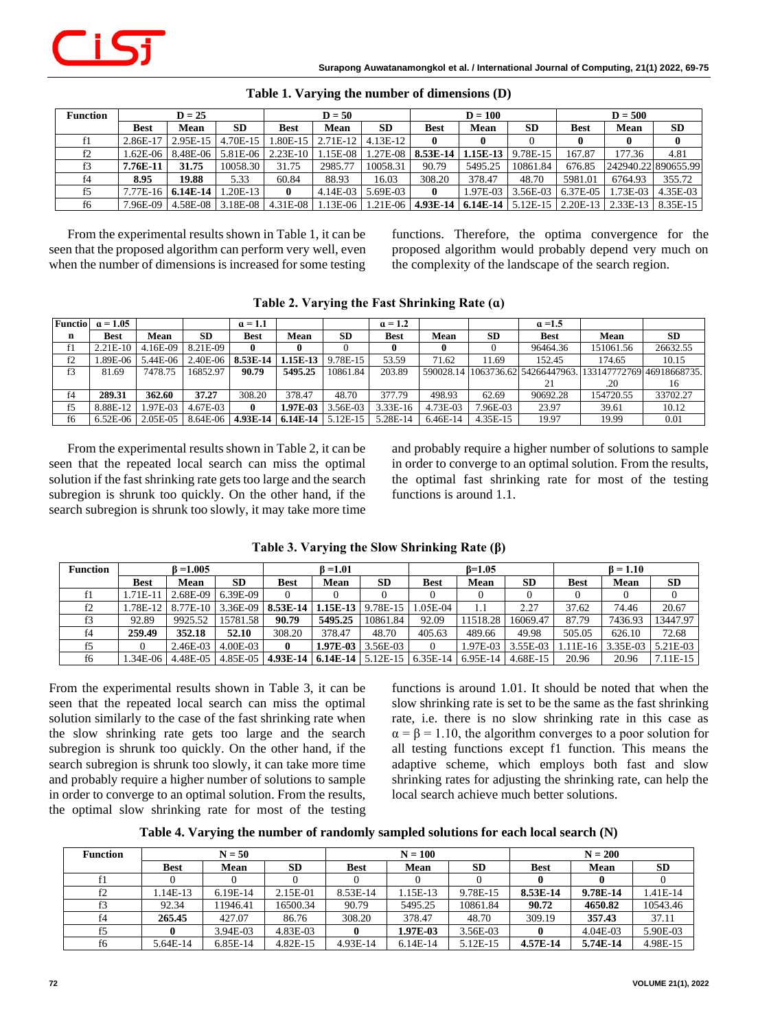**Table 1. Varying the number of dimensions (D)**

| Function | D = 25 | | | D = 50 | | | D = 100 | | | D = 500 | | |
|---|---|---|---|---|---|---|---|---|---|---|---|---|
| | **Best** | **Mean** | **SD** | **Best** | **Mean** | **SD** | **Best** | **Mean** | **SD** | **Best** | **Mean** | **SD** |
| f1 | 2.86E-17 | 2.95E-15 | 4.70E-15 | 1.80E-15 | 2.71E-12 | 4.13E-12 | **0** | **0** | 0 | **0** | **0** | **0** |
| f2 | 1.62E-06 | 8.48E-06 | 5.81E-06 | 2.23E-10 | 1.15E-08 | 1.27E-08 | **8.53E-14** | **1.15E-13** | 9.78E-15 | 167.87 | 177.36 | 4.81 |
| f3 | **7.76E-11** | 31.75 | 10058.30 | 31.75 | 2985.77 | 10058.31 | 90.79 | 5495.25 | 10861.84 | 676.85 | 242940.22 | 890655.99 |
| f4 | **8.95** | **19.88** | 5.33 | 60.84 | 88.93 | 16.03 | 308.20 | 378.47 | 48.70 | 5981.01 | 6764.93 | 355.72 |
| f5 | 7.77E-16 | **6.14E-14** | 1.20E-13 | **0** | 4.14E-03 | 5.69E-03 | **0** | 1.97E-03 | 3.56E-03 | 6.37E-05 | 1.73E-03 | 4.35E-03 |
| f6 | 7.96E-09 | 4.58E-08 | 3.18E-08 | 4.31E-08 | 1.13E-06 | 1.21E-06 | **4.93E-14** | **6.14E-14** | 5.12E-15 | 2.20E-13 | 2.33E-13 | 8.35E-15 |

From the experimental results shown in Table 1, it can be seen that the proposed algorithm can perform very well, even when the number of dimensions is increased for some testing functions. Therefore, the optima convergence for the proposed algorithm would probably depend very much on the complexity of the landscape of the search region.

**Table 2. Varying the Fast Shrinking Rate (α)**

| Function | α = 1.05 | | | α = 1.1 | | | α = 1.2 | | | α = 1.5 | | |
|---|---|---|---|---|---|---|---|---|---|---|---|---|
| | **Best** | **Mean** | **SD** | **Best** | **Mean** | **SD** | **Best** | **Mean** | **SD** | **Best** | **Mean** | **SD** |
| f1 | 2.21E-10 | 4.16E-09 | 8.21E-09 | **0** | **0** | 0 | **0** | **0** | 0 | 96464.36 | 151061.56 | 26632.55 |
| f2 | 1.89E-06 | 5.44E-06 | 2.40E-06 | **8.53E-14** | **1.15E-13** | 9.78E-15 | 53.59 | 71.62 | 11.69 | 152.45 | 174.65 | 10.15 |
| f3 | 81.69 | 7478.75 | 16852.97 | **90.79** | **5495.25** | 10861.84 | 203.89 | 590028.14 | 1063736.62 | 54266447963.21 | 133147772769.20 | 46918668735.16 |
| f4 | **289.31** | **362.60** | **37.27** | 308.20 | 378.47 | 48.70 | 377.79 | 498.93 | 62.69 | 90692.28 | 154720.55 | 33702.27 |
| f5 | 8.88E-12 | 1.97E-03 | 4.67E-03 | **0** | **1.97E-03** | 3.56E-03 | 3.33E-16 | 4.73E-03 | 7.96E-03 | 23.97 | 39.61 | 10.12 |
| f6 | 6.52E-06 | 2.05E-05 | 8.64E-06 | **4.93E-14** | **6.14E-14** | 5.12E-15 | 5.28E-14 | 6.46E-14 | 4.35E-15 | 19.97 | 19.99 | 0.01 |

From the experimental results shown in Table 2, it can be seen that the repeated local search can miss the optimal solution if the fast shrinking rate gets too large and the search subregion is shrunk too quickly. On the other hand, if the search subregion is shrunk too slowly, it may take more time and probably require a higher number of solutions to sample in order to converge to an optimal solution. From the results, the optimal fast shrinking rate for most of the testing functions is around 1.1.

**Table 3. Varying the Slow Shrinking Rate (β)**

| Function | β = 1.005 | | | β = 1.01 | | | β = 1.05 | | | β = 1.10 | | |
|---|---|---|---|---|---|---|---|---|---|---|---|---|
| | **Best** | **Mean** | **SD** | **Best** | **Mean** | **SD** | **Best** | **Mean** | **SD** | **Best** | **Mean** | **SD** |
| f1 | 1.71E-11 | 2.68E-09 | 6.39E-09 | 0 | 0 | 0 | 0 | 0 | 0 | 0 | 0 | 0 |
| f2 | 1.78E-12 | 8.77E-10 | 3.36E-09 | **8.53E-14** | **1.15E-13** | 9.78E-15 | 1.05E-04 | 1.1 | 2.27 | 37.62 | 74.46 | 20.67 |
| f3 | 92.89 | 9925.52 | 15781.58 | **90.79** | **5495.25** | 10861.84 | 92.09 | 11518.28 | 16069.47 | 87.79 | 7436.93 | 13447.97 |
| f4 | **259.49** | **352.18** | **52.10** | 308.20 | 378.47 | 48.70 | 405.63 | 489.66 | 49.98 | 505.05 | 626.10 | 72.68 |
| f5 | 0 | 2.46E-03 | 4.00E-03 | **0** | **1.97E-03** | 3.56E-03 | 0 | 1.97E-03 | 3.55E-03 | 1.11E-16 | 3.35E-03 | 5.21E-03 |
| f6 | 1.34E-06 | 4.48E-05 | 4.85E-05 | **4.93E-14** | **6.14E-14** | 5.12E-15 | 6.35E-14 | 6.95E-14 | 4.68E-15 | 20.96 | 20.96 | 7.11E-15 |

From the experimental results shown in Table 3, it can be seen that the repeated local search can miss the optimal solution similarly to the case of the fast shrinking rate when the slow shrinking rate gets too large and the search subregion is shrunk too quickly. On the other hand, if the search subregion is shrunk too slowly, it can take more time and probably require a higher number of solutions to sample in order to converge to an optimal solution. From the results, the optimal slow shrinking rate for most of the testing functions is around 1.01. It should be noted that when the slow shrinking rate is set to be the same as the fast shrinking rate, i.e. there is no slow shrinking rate in this case as $\alpha = \beta = 1.10$, the algorithm converges to a poor solution for all testing functions except f1 function. This means the adaptive scheme, which employs both fast and slow shrinking rates for adjusting the shrinking rate, can help the local search achieve much better solutions.

**Table 4. Varying the number of randomly sampled solutions for each local search (N)**

| Function | N = 50 | | | N = 100 | | | N = 200 | | |
|---|---|---|---|---|---|---|---|---|---|
| | **Best** | **Mean** | **SD** | **Best** | **Mean** | **SD** | **Best** | **Mean** | **SD** |
| f1 | 0 | 0 | 0 | 0 | 0 | 0 | **0** | **0** | 0 |
| f2 | 1.14E-13 | 6.19E-14 | 2.15E-01 | 8.53E-14 | 1.15E-13 | 9.78E-15 | **8.53E-14** | **9.78E-14** | 1.41E-14 |
| f3 | 92.34 | 11946.41 | 16500.34 | 90.79 | 5495.25 | 10861.84 | **90.72** | **4650.82** | 10543.46 |
| f4 | **265.45** | 427.07 | 86.76 | 308.20 | 378.47 | 48.70 | 309.19 | **357.43** | 37.11 |
| f5 | **0** | 3.94E-03 | 4.83E-03 | **0** | **1.97E-03** | 3.56E-03 | **0** | 4.04E-03 | 5.90E-03 |
| f6 | 5.64E-14 | 6.85E-14 | 4.82E-15 | 4.93E-14 | 6.14E-14 | 5.12E-15 | **4.57E-14** | **5.74E-14** | 4.98E-15 |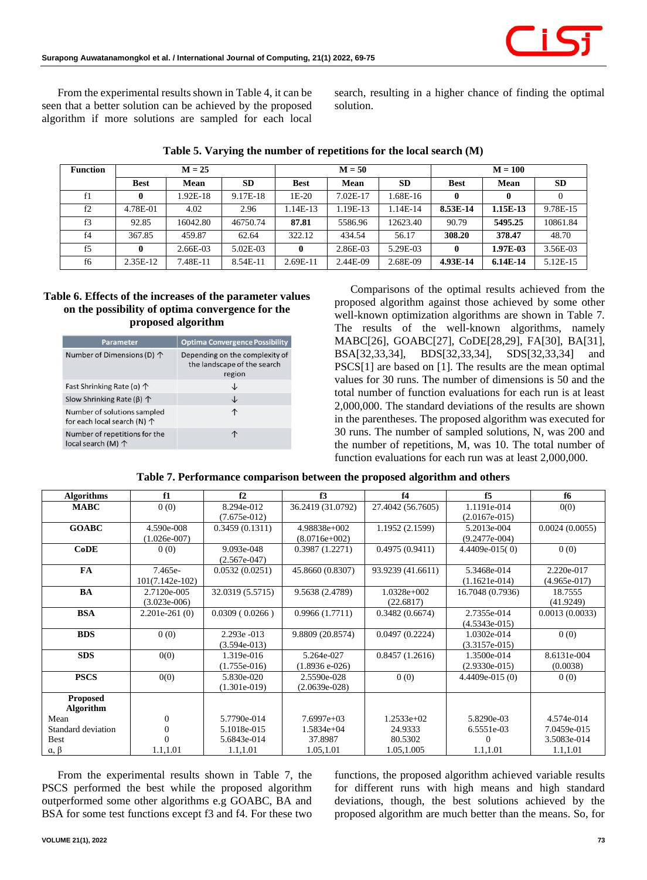From the experimental results shown in Table 4, it can be seen that a better solution can be achieved by the proposed algorithm if more solutions are sampled for each local search, resulting in a higher chance of finding the optimal solution.

**Table 5. Varying the number of repetitions for the local search (M)**

| Function | M = 25 | | | M = 50 | | | M = 100 | | |
|---|---|---|---|---|---|---|---|---|---|
| | Best | Mean | SD | Best | Mean | SD | Best | Mean | SD |
| f1 | **0** | 1.92E-18 | 9.17E-18 | 1E-20 | 7.02E-17 | 1.68E-16 | **0** | **0** | 0 |
| f2 | 4.78E-01 | 4.02 | 2.96 | 1.14E-13 | 1.19E-13 | 1.14E-14 | **8.53E-14** | **1.15E-13** | 9.78E-15 |
| f3 | 92.85 | 16042.80 | 46750.74 | **87.81** | 5586.96 | 12623.40 | 90.79 | **5495.25** | 10861.84 |
| f4 | 367.85 | 459.87 | 62.64 | 322.12 | 434.54 | 56.17 | **308.20** | **378.47** | 48.70 |
| f5 | **0** | 2.66E-03 | 5.02E-03 | **0** | 2.86E-03 | 5.29E-03 | **0** | **1.97E-03** | 3.56E-03 |
| f6 | 2.35E-12 | 7.48E-11 | 8.54E-11 | 2.69E-11 | 2.44E-09 | 2.68E-09 | **4.93E-14** | **6.14E-14** | 5.12E-15 |

**Table 6. Effects of the increases of the parameter values on the possibility of optima convergence for the proposed algorithm**

| Parameter | Optima Convergence Possibility |
|---|---|
| Number of Dimensions (D) ↑ | Depending on the complexity of the landscape of the search region |
| Fast Shrinking Rate (α) ↑ | ↓ |
| Slow Shrinking Rate (β) ↑ | ↓ |
| Number of solutions sampled for each local search (N) ↑ | ↑ |
| Number of repetitions for the local search (M) ↑ | ↑ |

Comparisons of the optimal results achieved from the proposed algorithm against those achieved by some other well-known optimization algorithms are shown in Table 7. The results of the well-known algorithms, namely MABC[26], GOABC[27], CoDE[28,29], FA[30], BA[31], BSA[32,33,34], BDS[32,33,34], SDS[32,33,34] and PSCS[1] are based on [1]. The results are the mean optimal values for 30 runs. The number of dimensions is 50 and the total number of function evaluations for each run is at least 2,000,000. The standard deviations of the results are shown in the parentheses. The proposed algorithm was executed for 30 runs. The number of sampled solutions, N, was 200 and the number of repetitions, M, was 10. The total number of function evaluations for each run was at least 2,000,000.

**Table 7. Performance comparison between the proposed algorithm and others**

| Algorithms | f1 | f2 | f3 | f4 | f5 | f6 |
|---|---|---|---|---|---|---|
| **MABC** | 0 (0) | 8.294e-012 (7.675e-012) | 36.2419 (31.0792) | 27.4042 (56.7605) | 1.1191e-014 (2.0167e-015) | 0(0) |
| **GOABC** | 4.590e-008 (1.026e-007) | 0.3459 (0.1311) | 4.98838e+002 (8.0716e+002) | 1.1952 (2.1599) | 5.2013e-004 (9.2477e-004) | 0.0024 (0.0055) |
| **CoDE** | 0 (0) | 9.093e-048 (2.567e-047) | 0.3987 (1.2271) | 0.4975 (0.9411) | 4.4409e-015( 0) | 0 (0) |
| **FA** | 7.465e-101(7.142e-102) | 0.0532 (0.0251) | 45.8660 (0.8307) | 93.9239 (41.6611) | 5.3468e-014 (1.1621e-014) | 2.220e-017 (4.965e-017) |
| **BA** | 2.7120e-005 (3.023e-006) | 32.0319 (5.5715) | 9.5638 (2.4789) | 1.0328e+002 (22.6817) | 16.7048 (0.7936) | 18.7555 (41.9249) |
| **BSA** | 2.201e-261 (0) | 0.0309 ( 0.0266 ) | 0.9966 (1.7711) | 0.3482 (0.6674) | 2.7355e-014 (4.5343e-015) | 0.0013 (0.0033) |
| **BDS** | 0 (0) | 2.293e -013 (3.594e-013) | 9.8809 (20.8574) | 0.0497 (0.2224) | 1.0302e-014 (3.3157e-015) | 0 (0) |
| **SDS** | 0(0) | 1.319e-016 (1.755e-016) | 5.264e-027 (1.8936 e-026) | 0.8457 (1.2616) | 1.3500e-014 (2.9330e-015) | 8.6131e-004 (0.0038) |
| **PSCS** | 0(0) | 5.830e-020 (1.301e-019) | 2.5590e-028 (2.0639e-028) | 0 (0) | 4.4409e-015 (0) | 0 (0) |
| **Proposed Algorithm** | | | | | | |
| Mean | 0 | 5.7790e-014 | 7.6997e+03 | 1.2533e+02 | 5.8290e-03 | 4.574e-014 |
| Standard deviation | 0 | 5.1018e-015 | 1.5834e+04 | 24.9333 | 6.5551e-03 | 7.0459e-015 |
| Best | 0 | 5.6843e-014 | 37.8987 | 80.5302 | 0 | 3.5083e-014 |
| α, β | 1.1,1.01 | 1.1,1.01 | 1.05,1.01 | 1.05,1.005 | 1.1,1.01 | 1.1,1.01 |

From the experimental results shown in Table 7, the PSCS performed the best while the proposed algorithm outperformed some other algorithms e.g GOABC, BA and BSA for some test functions except f3 and f4. For these two functions, the proposed algorithm achieved variable results for different runs with high means and high standard deviations, though, the best solutions achieved by the proposed algorithm are much better than the means. So, for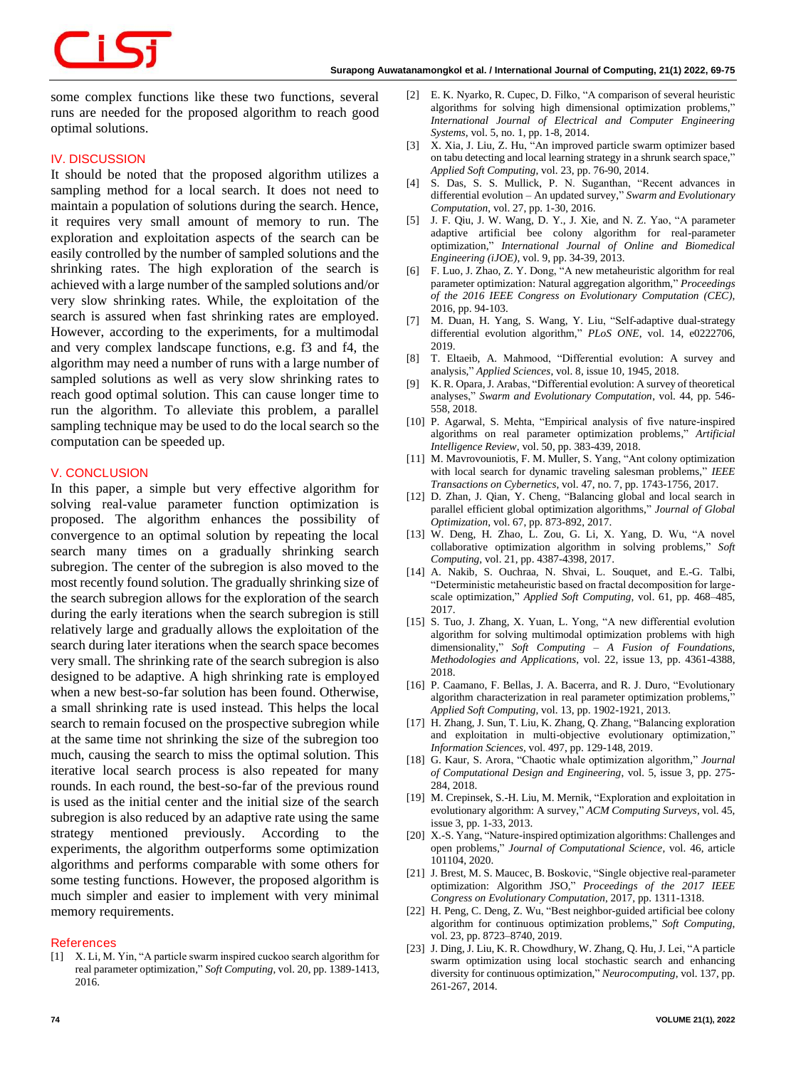some complex functions like these two functions, several runs are needed for the proposed algorithm to reach good optimal solutions.

## IV. DISCUSSION

It should be noted that the proposed algorithm utilizes a sampling method for a local search. It does not need to maintain a population of solutions during the search. Hence, it requires very small amount of memory to run. The exploration and exploitation aspects of the search can be easily controlled by the number of sampled solutions and the shrinking rates. The high exploration of the search is achieved with a large number of the sampled solutions and/or very slow shrinking rates. While, the exploitation of the search is assured when fast shrinking rates are employed. However, according to the experiments, for a multimodal and very complex landscape functions, e.g. f3 and f4, the algorithm may need a number of runs with a large number of sampled solutions as well as very slow shrinking rates to reach good optimal solution. This can cause longer time to run the algorithm. To alleviate this problem, a parallel sampling technique may be used to do the local search so the computation can be speeded up.

## V. CONCLUSION

In this paper, a simple but very effective algorithm for solving real-value parameter function optimization is proposed. The algorithm enhances the possibility of convergence to an optimal solution by repeating the local search many times on a gradually shrinking search subregion. The center of the subregion is also moved to the most recently found solution. The gradually shrinking size of the search subregion allows for the exploration of the search during the early iterations when the search subregion is still relatively large and gradually allows the exploitation of the search during later iterations when the search space becomes very small. The shrinking rate of the search subregion is also designed to be adaptive. A high shrinking rate is employed when a new best-so-far solution has been found. Otherwise, a small shrinking rate is used instead. This helps the local search to remain focused on the prospective subregion while at the same time not shrinking the size of the subregion too much, causing the search to miss the optimal solution. This iterative local search process is also repeated for many rounds. In each round, the best-so-far of the previous round is used as the initial center and the initial size of the search subregion is also reduced by an adaptive rate using the same strategy mentioned previously. According to the experiments, the algorithm outperforms some optimization algorithms and performs comparable with some others for some testing functions. However, the proposed algorithm is much simpler and easier to implement with very minimal memory requirements.

## References

[1] X. Li, M. Yin, "A particle swarm inspired cuckoo search algorithm for real parameter optimization," *Soft Computing*, vol. 20, pp. 1389-1413, 2016.

[2] E. K. Nyarko, R. Cupec, D. Filko, "A comparison of several heuristic algorithms for solving high dimensional optimization problems," *International Journal of Electrical and Computer Engineering Systems*, vol. 5, no. 1, pp. 1-8, 2014.

[3] X. Xia, J. Liu, Z. Hu, "An improved particle swarm optimizer based on tabu detecting and local learning strategy in a shrunk search space," *Applied Soft Computing*, vol. 23, pp. 76-90, 2014.

[4] S. Das, S. S. Mullick, P. N. Suganthan, "Recent advances in differential evolution – An updated survey," *Swarm and Evolutionary Computation*, vol. 27, pp. 1-30, 2016.

[5] J. F. Qiu, J. W. Wang, D. Y., J. Xie, and N. Z. Yao, "A parameter adaptive artificial bee colony algorithm for real-parameter optimization," *International Journal of Online and Biomedical Engineering (iJOE)*, vol. 9, pp. 34-39, 2013.

[6] F. Luo, J. Zhao, Z. Y. Dong, "A new metaheuristic algorithm for real parameter optimization: Natural aggregation algorithm," *Proceedings of the 2016 IEEE Congress on Evolutionary Computation (CEC)*, 2016, pp. 94-103.

[7] M. Duan, H. Yang, S. Wang, Y. Liu, "Self-adaptive dual-strategy differential evolution algorithm," *PLoS ONE*, vol. 14, e0222706, 2019.

[8] T. Eltaeib, A. Mahmood, "Differential evolution: A survey and analysis," *Applied Sciences*, vol. 8, issue 10, 1945, 2018.

[9] K. R. Opara, J. Arabas, "Differential evolution: A survey of theoretical analyses," *Swarm and Evolutionary Computation*, vol. 44, pp. 546-558, 2018.

[10] P. Agarwal, S. Mehta, "Empirical analysis of five nature-inspired algorithms on real parameter optimization problems," *Artificial Intelligence Review*, vol. 50, pp. 383-439, 2018.

[11] M. Mavrovouniotis, F. M. Muller, S. Yang, "Ant colony optimization with local search for dynamic traveling salesman problems," *IEEE Transactions on Cybernetics*, vol. 47, no. 7, pp. 1743-1756, 2017.

[12] D. Zhan, J. Qian, Y. Cheng, "Balancing global and local search in parallel efficient global optimization algorithms," *Journal of Global Optimization*, vol. 67, pp. 873-892, 2017.

[13] W. Deng, H. Zhao, L. Zou, G. Li, X. Yang, D. Wu, "A novel collaborative optimization algorithm in solving problems," *Soft Computing*, vol. 21, pp. 4387-4398, 2017.

[14] A. Nakib, S. Ouchraa, N. Shvai, L. Souquet, and E.-G. Talbi, "Deterministic metaheuristic based on fractal decomposition for large-scale optimization," *Applied Soft Computing*, vol. 61, pp. 468–485, 2017.

[15] S. Tuo, J. Zhang, X. Yuan, L. Yong, "A new differential evolution algorithm for solving multimodal optimization problems with high dimensionality," *Soft Computing – A Fusion of Foundations, Methodologies and Applications*, vol. 22, issue 13, pp. 4361-4388, 2018.

[16] P. Caamano, F. Bellas, J. A. Becerra, and R. J. Duro, "Evolutionary algorithm characterization in real parameter optimization problems," *Applied Soft Computing*, vol. 13, pp. 1902-1921, 2013.

[17] H. Zhang, J. Sun, T. Liu, K. Zhang, Q. Zhang, "Balancing exploration and exploitation in multi-objective evolutionary optimization," *Information Sciences*, vol. 497, pp. 129-148, 2019.

[18] G. Kaur, S. Arora, "Chaotic whale optimization algorithm," *Journal of Computational Design and Engineering*, vol. 5, issue 3, pp. 275-284, 2018.

[19] M. Crepinsek, S.-H. Liu, M. Mernik, "Exploration and exploitation in evolutionary algorithm: A survey," *ACM Computing Surveys*, vol. 45, issue 3, pp. 1-33, 2013.

[20] X.-S. Yang, "Nature-inspired optimization algorithms: Challenges and open problems," *Journal of Computational Science*, vol. 46, article 101104, 2020.

[21] J. Brest, M. S. Maucec, B. Boskovic, "Single objective real-parameter optimization: Algorithm JSO," *Proceedings of the 2017 IEEE Congress on Evolutionary Computation*, 2017, pp. 1311-1318.

[22] H. Peng, C. Deng, Z. Wu, "Best neighbor-guided artificial bee colony algorithm for continuous optimization problems," *Soft Computing*, vol. 23, pp. 8723–8740, 2019.

[23] J. Ding, J. Liu, K. R. Chowdhury, W. Zhang, Q. Hu, J. Lei, "A particle swarm optimization using local stochastic search and enhancing diversity for continuous optimization," *Neurocomputing*, vol. 137, pp. 261-267, 2014.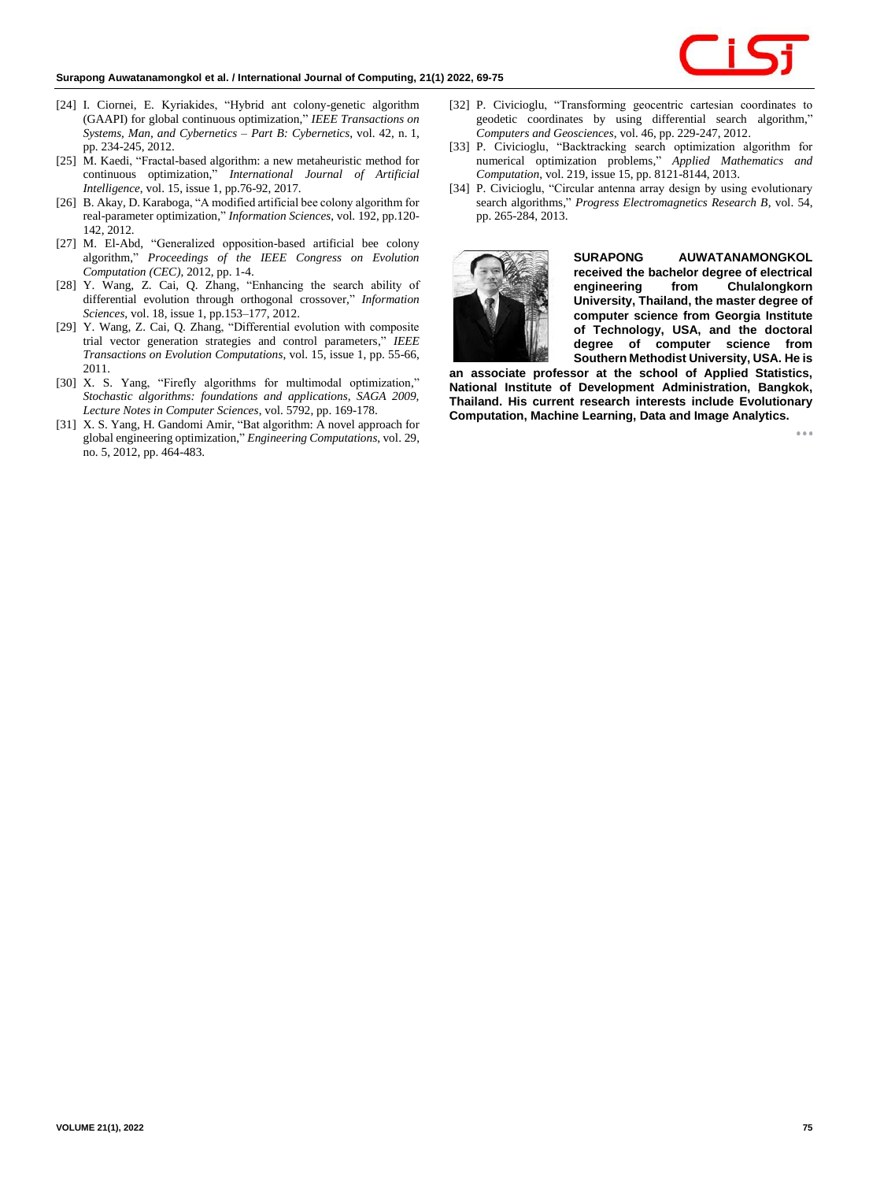[24] I. Ciornei, E. Kyriakides, "Hybrid ant colony-genetic algorithm (GAAPI) for global continuous optimization," *IEEE Transactions on Systems, Man, and Cybernetics – Part B: Cybernetics*, vol. 42, n. 1, pp. 234-245, 2012.

[25] M. Kaedi, "Fractal-based algorithm: a new metaheuristic method for continuous optimization," *International Journal of Artificial Intelligence*, vol. 15, issue 1, pp.76-92, 2017.

[26] B. Akay, D. Karaboga, "A modified artificial bee colony algorithm for real-parameter optimization," *Information Sciences*, vol. 192, pp.120-142, 2012.

[27] M. El-Abd, "Generalized opposition-based artificial bee colony algorithm," *Proceedings of the IEEE Congress on Evolution Computation (CEC)*, 2012, pp. 1-4.

[28] Y. Wang, Z. Cai, Q. Zhang, "Enhancing the search ability of differential evolution through orthogonal crossover," *Information Sciences*, vol. 18, issue 1, pp.153–177, 2012.

[29] Y. Wang, Z. Cai, Q. Zhang, "Differential evolution with composite trial vector generation strategies and control parameters," *IEEE Transactions on Evolution Computations*, vol. 15, issue 1, pp. 55-66, 2011.

[30] X. S. Yang, "Firefly algorithms for multimodal optimization," *Stochastic algorithms: foundations and applications, SAGA 2009, Lecture Notes in Computer Sciences*, vol. 5792, pp. 169-178.

[31] X. S. Yang, H. Gandomi Amir, "Bat algorithm: A novel approach for global engineering optimization," *Engineering Computations*, vol. 29, no. 5, 2012, pp. 464-483.

[32] P. Civicioglu, "Transforming geocentric cartesian coordinates to geodetic coordinates by using differential search algorithm," *Computers and Geosciences*, vol. 46, pp. 229-247, 2012.

[33] P. Civicioglu, "Backtracking search optimization algorithm for numerical optimization problems," *Applied Mathematics and Computation*, vol. 219, issue 15, pp. 8121-8144, 2013.

[34] P. Civicioglu, "Circular antenna array design by using evolutionary search algorithms," *Progress Electromagnetics Research B*, vol. 54, pp. 265-284, 2013.

**SURAPONG AUWATANAMONGKOL received the bachelor degree of electrical engineering from Chulalongkorn University, Thailand, the master degree of computer science from Georgia Institute of Technology, USA, and the doctoral degree of computer science from Southern Methodist University, USA. He is an associate professor at the school of Applied Statistics, National Institute of Development Administration, Bangkok, Thailand. His current research interests include Evolutionary Computation, Machine Learning, Data and Image Analytics.**